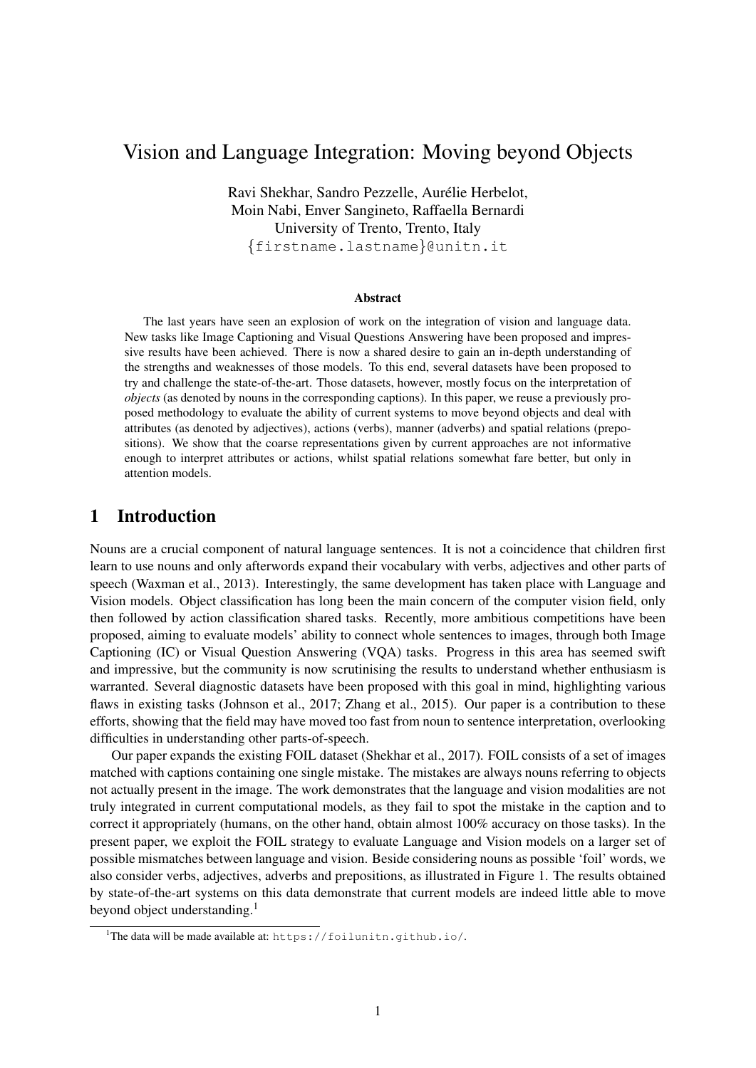# Vision and Language Integration: Moving beyond Objects

Ravi Shekhar, Sandro Pezzelle, Aurélie Herbelot,
Moin Nabi, Enver Sangineto, Raffaella Bernardi
University of Trento, Trento, Italy
{firstname.lastname}@unitn.it

### Abstract

The last years have seen an explosion of work on the integration of vision and language data. New tasks like Image Captioning and Visual Questions Answering have been proposed and impressive results have been achieved. There is now a shared desire to gain an in-depth understanding of the strengths and weaknesses of those models. To this end, several datasets have been proposed to try and challenge the state-of-the-art. Those datasets, however, mostly focus on the interpretation of *objects* (as denoted by nouns in the corresponding captions). In this paper, we reuse a previously proposed methodology to evaluate the ability of current systems to move beyond objects and deal with attributes (as denoted by adjectives), actions (verbs), manner (adverbs) and spatial relations (prepositions). We show that the coarse representations given by current approaches are not informative enough to interpret attributes or actions, whilst spatial relations somewhat fare better, but only in attention models.

## 1 Introduction

Nouns are a crucial component of natural language sentences. It is not a coincidence that children first learn to use nouns and only afterwords expand their vocabulary with verbs, adjectives and other parts of speech (Waxman et al., 2013). Interestingly, the same development has taken place with Language and Vision models. Object classification has long been the main concern of the computer vision field, only then followed by action classification shared tasks. Recently, more ambitious competitions have been proposed, aiming to evaluate models' ability to connect whole sentences to images, through both Image Captioning (IC) or Visual Question Answering (VQA) tasks. Progress in this area has seemed swift and impressive, but the community is now scrutinising the results to understand whether enthusiasm is warranted. Several diagnostic datasets have been proposed with this goal in mind, highlighting various flaws in existing tasks (Johnson et al., 2017; Zhang et al., 2015). Our paper is a contribution to these efforts, showing that the field may have moved too fast from noun to sentence interpretation, overlooking difficulties in understanding other parts-of-speech.

Our paper expands the existing FOIL dataset (Shekhar et al., 2017). FOIL consists of a set of images matched with captions containing one single mistake. The mistakes are always nouns referring to objects not actually present in the image. The work demonstrates that the language and vision modalities are not truly integrated in current computational models, as they fail to spot the mistake in the caption and to correct it appropriately (humans, on the other hand, obtain almost 100% accuracy on those tasks). In the present paper, we exploit the FOIL strategy to evaluate Language and Vision models on a larger set of possible mismatches between language and vision. Beside considering nouns as possible 'foil' words, we also consider verbs, adjectives, adverbs and prepositions, as illustrated in Figure 1. The results obtained by state-of-the-art systems on this data demonstrate that current models are indeed little able to move beyond object understanding.[1]

[1]The data will be made available at: https://foilunitn.github.io/.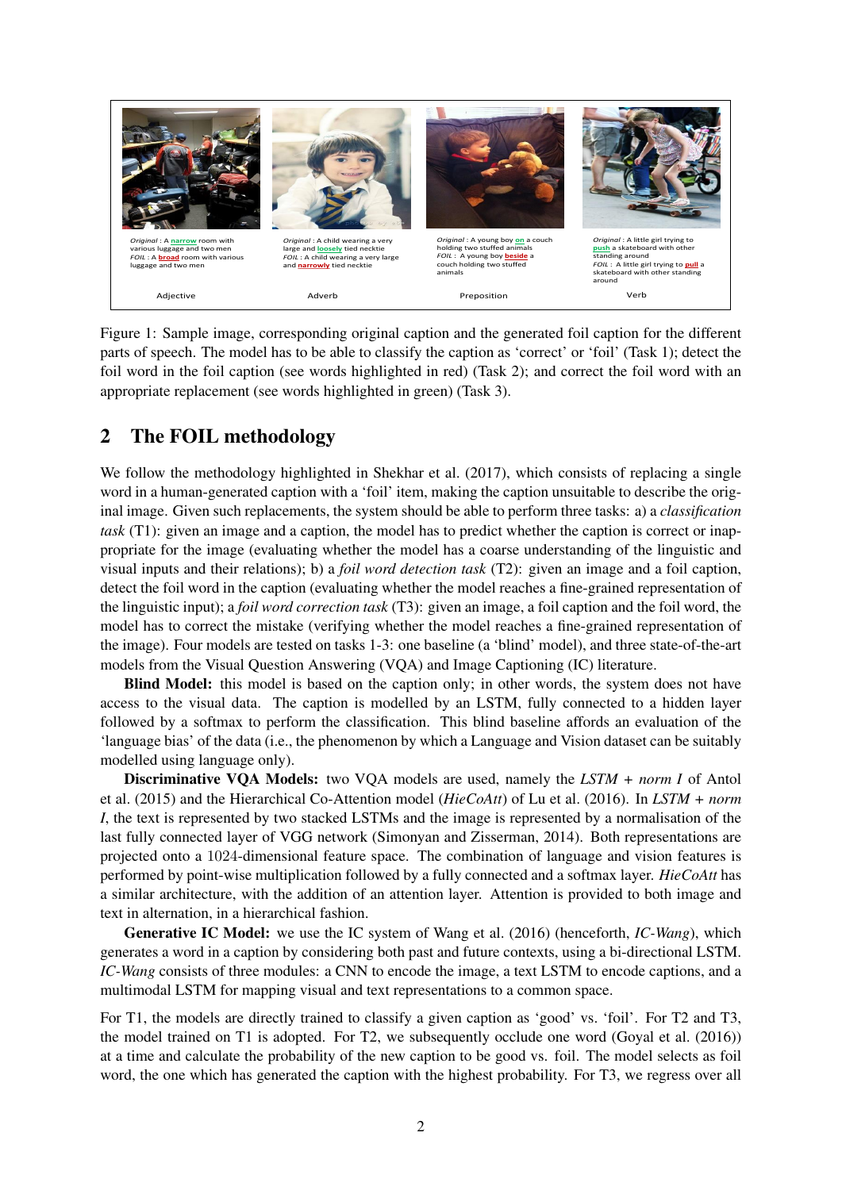Original : A narrow room with various luggage and two men
FOIL : A broad room with various luggage and two men

Adjective

Original : A child wearing a very large and loosely tied necktie
FOIL : A child wearing a very large and narrowly tied necktie

Adverb

Original : A young boy on a couch holding two stuffed animals
FOIL : A young boy beside a couch holding two stuffed animals

Preposition

Original : A little girl trying to push a skateboard with other standing around
FOIL : A little girl trying to pull a skateboard with other standing around

Verb

Figure 1: Sample image, corresponding original caption and the generated foil caption for the different parts of speech. The model has to be able to classify the caption as 'correct' or 'foil' (Task 1); detect the foil word in the foil caption (see words highlighted in red) (Task 2); and correct the foil word with an appropriate replacement (see words highlighted in green) (Task 3).

## 2 The FOIL methodology

We follow the methodology highlighted in Shekhar et al. (2017), which consists of replacing a single word in a human-generated caption with a 'foil' item, making the caption unsuitable to describe the original image. Given such replacements, the system should be able to perform three tasks: a) a *classification task* (T1): given an image and a caption, the model has to predict whether the caption is correct or inappropriate for the image (evaluating whether the model has a coarse understanding of the linguistic and visual inputs and their relations); b) a *foil word detection task* (T2): given an image and a foil caption, detect the foil word in the caption (evaluating whether the model reaches a fine-grained representation of the linguistic input); a *foil word correction task* (T3): given an image, a foil caption and the foil word, the model has to correct the mistake (verifying whether the model reaches a fine-grained representation of the image). Four models are tested on tasks 1-3: one baseline (a 'blind' model), and three state-of-the-art models from the Visual Question Answering (VQA) and Image Captioning (IC) literature.

**Blind Model:** this model is based on the caption only; in other words, the system does not have access to the visual data. The caption is modelled by an LSTM, fully connected to a hidden layer followed by a softmax to perform the classification. This blind baseline affords an evaluation of the 'language bias' of the data (i.e., the phenomenon by which a Language and Vision dataset can be suitably modelled using language only).

**Discriminative VQA Models:** two VQA models are used, namely the *LSTM + norm I* of Antol et al. (2015) and the Hierarchical Co-Attention model (*HieCoAtt*) of Lu et al. (2016). In *LSTM + norm I*, the text is represented by two stacked LSTMs and the image is represented by a normalisation of the last fully connected layer of VGG network (Simonyan and Zisserman, 2014). Both representations are projected onto a 1024-dimensional feature space. The combination of language and vision features is performed by point-wise multiplication followed by a fully connected and a softmax layer. *HieCoAtt* has a similar architecture, with the addition of an attention layer. Attention is provided to both image and text in alternation, in a hierarchical fashion.

**Generative IC Model:** we use the IC system of Wang et al. (2016) (henceforth, *IC-Wang*), which generates a word in a caption by considering both past and future contexts, using a bi-directional LSTM. *IC-Wang* consists of three modules: a CNN to encode the image, a text LSTM to encode captions, and a multimodal LSTM for mapping visual and text representations to a common space.

For T1, the models are directly trained to classify a given caption as 'good' vs. 'foil'. For T2 and T3, the model trained on T1 is adopted. For T2, we subsequently occlude one word (Goyal et al. (2016)) at a time and calculate the probability of the new caption to be good vs. foil. The model selects as foil word, the one which has generated the caption with the highest probability. For T3, we regress over all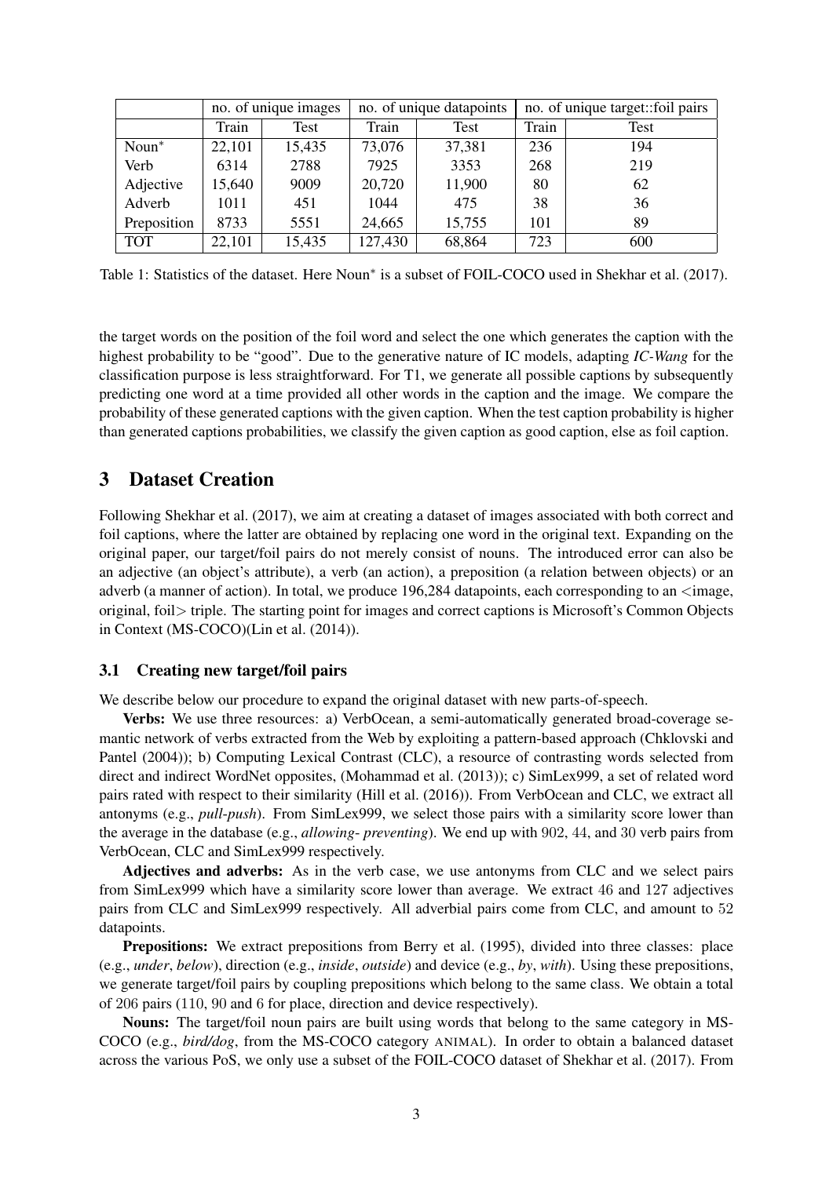| | no. of unique images | | no. of unique datapoints | | no. of unique target::foil pairs | |
|---|---|---|---|---|---|---|
| | Train | Test | Train | Test | Train | Test |
| Noun* | 22,101 | 15,435 | 73,076 | 37,381 | 236 | 194 |
| Verb | 6314 | 2788 | 7925 | 3353 | 268 | 219 |
| Adjective | 15,640 | 9009 | 20,720 | 11,900 | 80 | 62 |
| Adverb | 1011 | 451 | 1044 | 475 | 38 | 36 |
| Preposition | 8733 | 5551 | 24,665 | 15,755 | 101 | 89 |
| TOT | 22,101 | 15,435 | 127,430 | 68,864 | 723 | 600 |

Table 1: Statistics of the dataset. Here Noun* is a subset of FOIL-COCO used in Shekhar et al. (2017).

the target words on the position of the foil word and select the one which generates the caption with the highest probability to be "good". Due to the generative nature of IC models, adapting *IC-Wang* for the classification purpose is less straightforward. For T1, we generate all possible captions by subsequently predicting one word at a time provided all other words in the caption and the image. We compare the probability of these generated captions with the given caption. When the test caption probability is higher than generated captions probabilities, we classify the given caption as good caption, else as foil caption.

## 3 Dataset Creation

Following Shekhar et al. (2017), we aim at creating a dataset of images associated with both correct and foil captions, where the latter are obtained by replacing one word in the original text. Expanding on the original paper, our target/foil pairs do not merely consist of nouns. The introduced error can also be an adjective (an object's attribute), a verb (an action), a preposition (a relation between objects) or an adverb (a manner of action). In total, we produce 196,284 datapoints, each corresponding to an <image, original, foil> triple. The starting point for images and correct captions is Microsoft's Common Objects in Context (MS-COCO)(Lin et al. (2014)).

### 3.1 Creating new target/foil pairs

We describe below our procedure to expand the original dataset with new parts-of-speech.

**Verbs:** We use three resources: a) VerbOcean, a semi-automatically generated broad-coverage semantic network of verbs extracted from the Web by exploiting a pattern-based approach (Chklovski and Pantel (2004)); b) Computing Lexical Contrast (CLC), a resource of contrasting words selected from direct and indirect WordNet opposites, (Mohammad et al. (2013)); c) SimLex999, a set of related word pairs rated with respect to their similarity (Hill et al. (2016)). From VerbOcean and CLC, we extract all antonyms (e.g., *pull-push*). From SimLex999, we select those pairs with a similarity score lower than the average in the database (e.g., *allowing- preventing*). We end up with 902, 44, and 30 verb pairs from VerbOcean, CLC and SimLex999 respectively.

**Adjectives and adverbs:** As in the verb case, we use antonyms from CLC and we select pairs from SimLex999 which have a similarity score lower than average. We extract 46 and 127 adjectives pairs from CLC and SimLex999 respectively. All adverbial pairs come from CLC, and amount to 52 datapoints.

**Prepositions:** We extract prepositions from Berry et al. (1995), divided into three classes: place (e.g., *under*, *below*), direction (e.g., *inside*, *outside*) and device (e.g., *by*, *with*). Using these prepositions, we generate target/foil pairs by coupling prepositions which belong to the same class. We obtain a total of 206 pairs (110, 90 and 6 for place, direction and device respectively).

**Nouns:** The target/foil noun pairs are built using words that belong to the same category in MS-COCO (e.g., *bird/dog*, from the MS-COCO category ANIMAL). In order to obtain a balanced dataset across the various PoS, we only use a subset of the FOIL-COCO dataset of Shekhar et al. (2017). From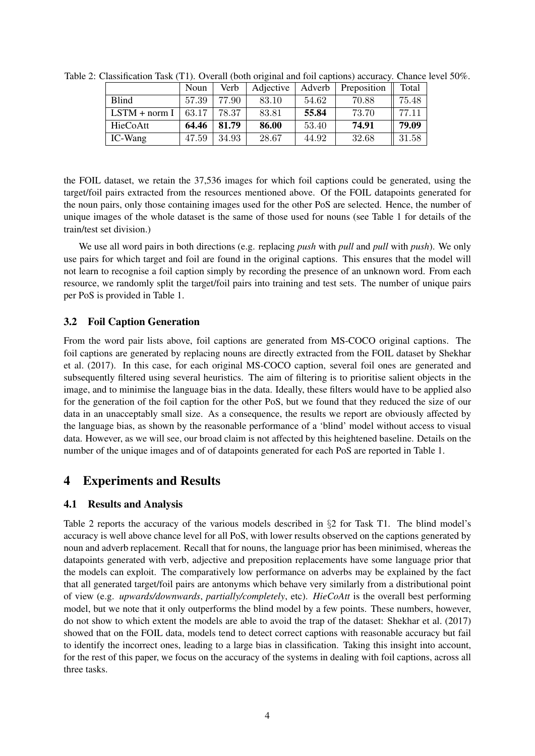Table 2: Classification Task (T1). Overall (both original and foil captions) accuracy. Chance level 50%.

| | Noun | Verb | Adjective | Adverb | Preposition | Total |
|---|---|---|---|---|---|---|
| Blind | 57.39 | 77.90 | 83.10 | 54.62 | 70.88 | 75.48 |
| LSTM + norm I | 63.17 | 78.37 | 83.81 | **55.84** | 73.70 | 77.11 |
| HieCoAtt | **64.46** | **81.79** | **86.00** | 53.40 | **74.91** | **79.09** |
| IC-Wang | 47.59 | 34.93 | 28.67 | 44.92 | 32.68 | 31.58 |

the FOIL dataset, we retain the 37,536 images for which foil captions could be generated, using the target/foil pairs extracted from the resources mentioned above. Of the FOIL datapoints generated for the noun pairs, only those containing images used for the other PoS are selected. Hence, the number of unique images of the whole dataset is the same of those used for nouns (see Table 1 for details of the train/test set division.)

We use all word pairs in both directions (e.g. replacing *push* with *pull* and *pull* with *push*). We only use pairs for which target and foil are found in the original captions. This ensures that the model will not learn to recognise a foil caption simply by recording the presence of an unknown word. From each resource, we randomly split the target/foil pairs into training and test sets. The number of unique pairs per PoS is provided in Table 1.

### 3.2 Foil Caption Generation

From the word pair lists above, foil captions are generated from MS-COCO original captions. The foil captions are generated by replacing nouns are directly extracted from the FOIL dataset by Shekhar et al. (2017). In this case, for each original MS-COCO caption, several foil ones are generated and subsequently filtered using several heuristics. The aim of filtering is to prioritise salient objects in the image, and to minimise the language bias in the data. Ideally, these filters would have to be applied also for the generation of the foil caption for the other PoS, but we found that they reduced the size of our data in an unacceptably small size. As a consequence, the results we report are obviously affected by the language bias, as shown by the reasonable performance of a 'blind' model without access to visual data. However, as we will see, our broad claim is not affected by this heightened baseline. Details on the number of the unique images and of of datapoints generated for each PoS are reported in Table 1.

## 4 Experiments and Results

### 4.1 Results and Analysis

Table 2 reports the accuracy of the various models described in §2 for Task T1. The blind model's accuracy is well above chance level for all PoS, with lower results observed on the captions generated by noun and adverb replacement. Recall that for nouns, the language prior has been minimised, whereas the datapoints generated with verb, adjective and preposition replacements have some language prior that the models can exploit. The comparatively low performance on adverbs may be explained by the fact that all generated target/foil pairs are antonyms which behave very similarly from a distributional point of view (e.g. *upwards/downwards*, *partially/completely*, etc). *HieCoAtt* is the overall best performing model, but we note that it only outperforms the blind model by a few points. These numbers, however, do not show to which extent the models are able to avoid the trap of the dataset: Shekhar et al. (2017) showed that on the FOIL data, models tend to detect correct captions with reasonable accuracy but fail to identify the incorrect ones, leading to a large bias in classification. Taking this insight into account, for the rest of this paper, we focus on the accuracy of the systems in dealing with foil captions, across all three tasks.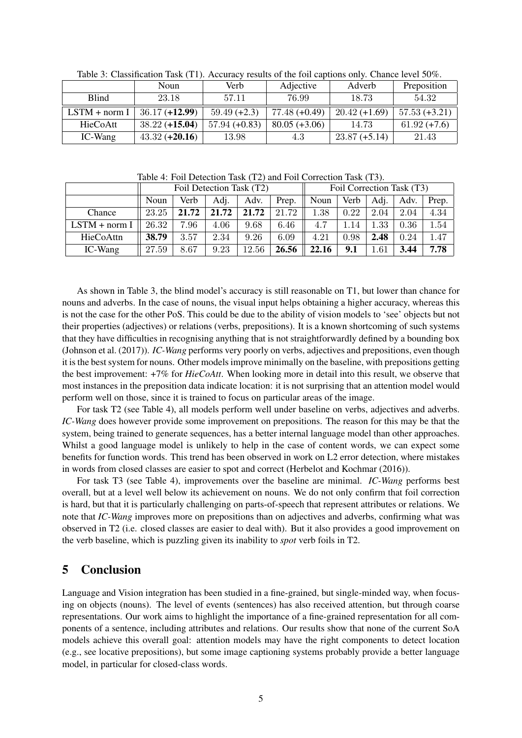Table 3: Classification Task (T1). Accuracy results of the foil captions only. Chance level 50%.

| | Noun | Verb | Adjective | Adverb | Preposition |
|---|---|---|---|---|---|
| Blind | 23.18 | 57.11 | 76.99 | 18.73 | 54.32 |
| LSTM + norm I | 36.17 (**+12.99**) | 59.49 (+2.3) | 77.48 (+0.49) | 20.42 (+1.69) | 57.53 (+3.21) |
| HieCoAtt | 38.22 (**+15.04**) | 57.94 (+0.83) | 80.05 (+3.06) | 14.73 | 61.92 (+7.6) |
| IC-Wang | 43.32 (**+20.16**) | 13.98 | 4.3 | 23.87 (+5.14) | 21.43 |

Table 4: Foil Detection Task (T2) and Foil Correction Task (T3).

| | Foil Detection Task (T2) | | | | | Foil Correction Task (T3) | | | | |
|---|---|---|---|---|---|---|---|---|---|---|
| | Noun | Verb | Adj. | Adv. | Prep. | Noun | Verb | Adj. | Adv. | Prep. |
| Chance | 23.25 | **21.72** | **21.72** | **21.72** | 21.72 | 1.38 | 0.22 | 2.04 | 2.04 | 4.34 |
| LSTM + norm I | 26.32 | 7.96 | 4.06 | 9.68 | 6.46 | 4.7 | 1.14 | 1.33 | 0.36 | 1.54 |
| HieCoAttn | **38.79** | 3.57 | 2.34 | 9.26 | 6.09 | 4.21 | 0.98 | **2.48** | 0.24 | 1.47 |
| IC-Wang | 27.59 | 8.67 | 9.23 | 12.56 | **26.56** | **22.16** | **9.1** | 1.61 | **3.44** | **7.78** |

As shown in Table 3, the blind model's accuracy is still reasonable on T1, but lower than chance for nouns and adverbs. In the case of nouns, the visual input helps obtaining a higher accuracy, whereas this is not the case for the other PoS. This could be due to the ability of vision models to 'see' objects but not their properties (adjectives) or relations (verbs, prepositions). It is a known shortcoming of such systems that they have difficulties in recognising anything that is not straightforwardly defined by a bounding box (Johnson et al. (2017)). *IC-Wang* performs very poorly on verbs, adjectives and prepositions, even though it is the best system for nouns. Other models improve minimally on the baseline, with prepositions getting the best improvement: +7% for *HieCoAtt*. When looking more in detail into this result, we observe that most instances in the preposition data indicate location: it is not surprising that an attention model would perform well on those, since it is trained to focus on particular areas of the image.

For task T2 (see Table 4), all models perform well under baseline on verbs, adjectives and adverbs. *IC-Wang* does however provide some improvement on prepositions. The reason for this may be that the system, being trained to generate sequences, has a better internal language model than other approaches. Whilst a good language model is unlikely to help in the case of content words, we can expect some benefits for function words. This trend has been observed in work on L2 error detection, where mistakes in words from closed classes are easier to spot and correct (Herbelot and Kochmar (2016)).

For task T3 (see Table 4), improvements over the baseline are minimal. *IC-Wang* performs best overall, but at a level well below its achievement on nouns. We do not only confirm that foil correction is hard, but that it is particularly challenging on parts-of-speech that represent attributes or relations. We note that *IC-Wang* improves more on prepositions than on adjectives and adverbs, confirming what was observed in T2 (i.e. closed classes are easier to deal with). But it also provides a good improvement on the verb baseline, which is puzzling given its inability to *spot* verb foils in T2.

## 5 Conclusion

Language and Vision integration has been studied in a fine-grained, but single-minded way, when focusing on objects (nouns). The level of events (sentences) has also received attention, but through coarse representations. Our work aims to highlight the importance of a fine-grained representation for all components of a sentence, including attributes and relations. Our results show that none of the current SoA models achieve this overall goal: attention models may have the right components to detect location (e.g., see locative prepositions), but some image captioning systems probably provide a better language model, in particular for closed-class words.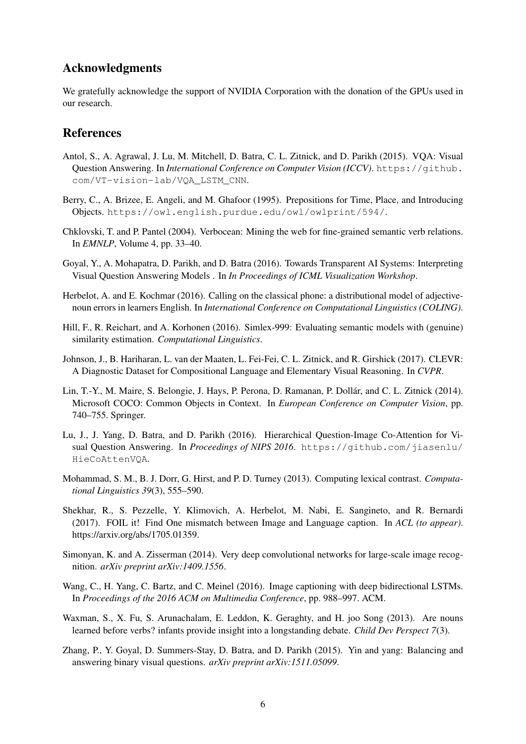## Acknowledgments

We gratefully acknowledge the support of NVIDIA Corporation with the donation of the GPUs used in our research.

## References

Antol, S., A. Agrawal, J. Lu, M. Mitchell, D. Batra, C. L. Zitnick, and D. Parikh (2015). VQA: Visual Question Answering. In *International Conference on Computer Vision (ICCV)*. https://github.com/VT-vision-lab/VQA_LSTM_CNN.

Berry, C., A. Brizee, E. Angeli, and M. Ghafoor (1995). Prepositions for Time, Place, and Introducing Objects. https://owl.english.purdue.edu/owl/owlprint/594/.

Chklovski, T. and P. Pantel (2004). Verbocean: Mining the web for fine-grained semantic verb relations. In *EMNLP*, Volume 4, pp. 33–40.

Goyal, Y., A. Mohapatra, D. Parikh, and D. Batra (2016). Towards Transparent AI Systems: Interpreting Visual Question Answering Models . In *In Proceedings of ICML Visualization Workshop*.

Herbelot, A. and E. Kochmar (2016). Calling on the classical phone: a distributional model of adjective-noun errors in learners English. In *International Conference on Computational Linguistics (COLING)*.

Hill, F., R. Reichart, and A. Korhonen (2016). Simlex-999: Evaluating semantic models with (genuine) similarity estimation. *Computational Linguistics*.

Johnson, J., B. Hariharan, L. van der Maaten, L. Fei-Fei, C. L. Zitnick, and R. Girshick (2017). CLEVR: A Diagnostic Dataset for Compositional Language and Elementary Visual Reasoning. In *CVPR*.

Lin, T.-Y., M. Maire, S. Belongie, J. Hays, P. Perona, D. Ramanan, P. Dollár, and C. L. Zitnick (2014). Microsoft COCO: Common Objects in Context. In *European Conference on Computer Vision*, pp. 740–755. Springer.

Lu, J., J. Yang, D. Batra, and D. Parikh (2016). Hierarchical Question-Image Co-Attention for Visual Question Answering. In *Proceedings of NIPS 2016*. https://github.com/jiasenlu/HieCoAttenVQA.

Mohammad, S. M., B. J. Dorr, G. Hirst, and P. D. Turney (2013). Computing lexical contrast. *Computational Linguistics 39*(3), 555–590.

Shekhar, R., S. Pezzelle, Y. Klimovich, A. Herbelot, M. Nabi, E. Sangineto, and R. Bernardi (2017). FOIL it! Find One mismatch between Image and Language caption. In *ACL (to appear)*. https://arxiv.org/abs/1705.01359.

Simonyan, K. and A. Zisserman (2014). Very deep convolutional networks for large-scale image recognition. *arXiv preprint arXiv:1409.1556*.

Wang, C., H. Yang, C. Bartz, and C. Meinel (2016). Image captioning with deep bidirectional LSTMs. In *Proceedings of the 2016 ACM on Multimedia Conference*, pp. 988–997. ACM.

Waxman, S., X. Fu, S. Arunachalam, E. Leddon, K. Geraghty, and H. joo Song (2013). Are nouns learned before verbs? infants provide insight into a longstanding debate. *Child Dev Perspect 7*(3).

Zhang, P., Y. Goyal, D. Summers-Stay, D. Batra, and D. Parikh (2015). Yin and yang: Balancing and answering binary visual questions. *arXiv preprint arXiv:1511.05099*.